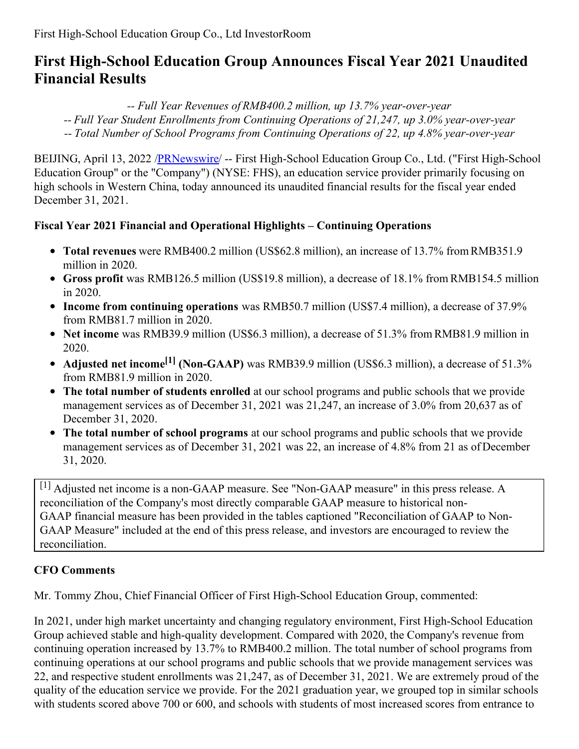First High-School Education Group Co., Ltd InvestorRoom

# First High-School Education Group Announces Fiscal Year 2021 Unaudited Financial Results

*-- Full Year Revenues of RMB400.2 million, up 13.7% year-over-year*
*-- Full Year Student Enrollments from Continuing Operations of 21,247, up 3.0% year-over-year*
*-- Total Number of School Programs from Continuing Operations of 22, up 4.8% year-over-year*

BEIJING, April 13, 2022 /PRNewswire/ -- First High-School Education Group Co., Ltd. ("First High-School Education Group" or the "Company") (NYSE: FHS), an education service provider primarily focusing on high schools in Western China, today announced its unaudited financial results for the fiscal year ended December 31, 2021.

## Fiscal Year 2021 Financial and Operational Highlights – Continuing Operations

- **Total revenues** were RMB400.2 million (US$62.8 million), an increase of 13.7% from RMB351.9 million in 2020.
- **Gross profit** was RMB126.5 million (US$19.8 million), a decrease of 18.1% from RMB154.5 million in 2020.
- **Income from continuing operations** was RMB50.7 million (US$7.4 million), a decrease of 37.9% from RMB81.7 million in 2020.
- **Net income** was RMB39.9 million (US$6.3 million), a decrease of 51.3% from RMB81.9 million in 2020.
- **Adjusted net income[1] (Non-GAAP)** was RMB39.9 million (US$6.3 million), a decrease of 51.3% from RMB81.9 million in 2020.
- **The total number of students enrolled** at our school programs and public schools that we provide management services as of December 31, 2021 was 21,247, an increase of 3.0% from 20,637 as of December 31, 2020.
- **The total number of school programs** at our school programs and public schools that we provide management services as of December 31, 2021 was 22, an increase of 4.8% from 21 as of December 31, 2020.

[1] Adjusted net income is a non-GAAP measure. See "Non-GAAP measure" in this press release. A reconciliation of the Company's most directly comparable GAAP measure to historical non-GAAP financial measure has been provided in the tables captioned "Reconciliation of GAAP to Non-GAAP Measure" included at the end of this press release, and investors are encouraged to review the reconciliation.

## CFO Comments

Mr. Tommy Zhou, Chief Financial Officer of First High-School Education Group, commented:

In 2021, under high market uncertainty and changing regulatory environment, First High-School Education Group achieved stable and high-quality development. Compared with 2020, the Company's revenue from continuing operation increased by 13.7% to RMB400.2 million. The total number of school programs from continuing operations at our school programs and public schools that we provide management services was 22, and respective student enrollments was 21,247, as of December 31, 2021. We are extremely proud of the quality of the education service we provide. For the 2021 graduation year, we grouped top in similar schools with students scored above 700 or 600, and schools with students of most increased scores from entrance to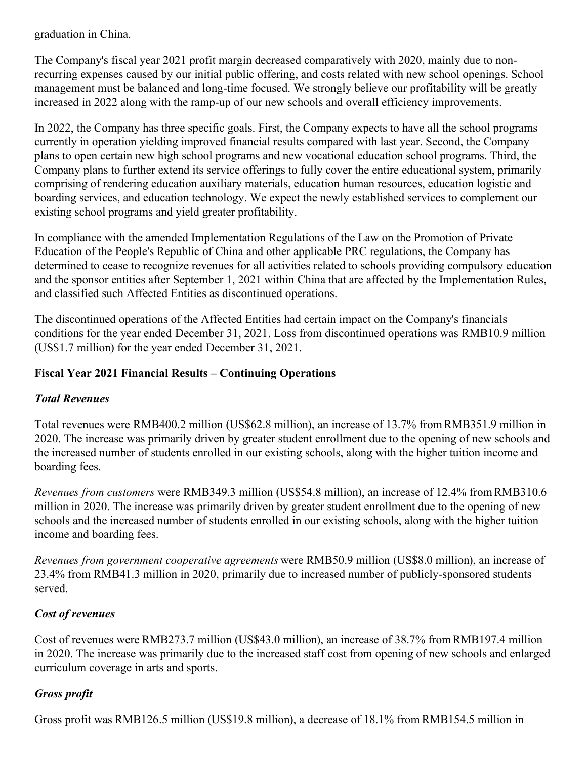graduation in China.

The Company's fiscal year 2021 profit margin decreased comparatively with 2020, mainly due to non-recurring expenses caused by our initial public offering, and costs related with new school openings. School management must be balanced and long-time focused. We strongly believe our profitability will be greatly increased in 2022 along with the ramp-up of our new schools and overall efficiency improvements.

In 2022, the Company has three specific goals. First, the Company expects to have all the school programs currently in operation yielding improved financial results compared with last year. Second, the Company plans to open certain new high school programs and new vocational education school programs. Third, the Company plans to further extend its service offerings to fully cover the entire educational system, primarily comprising of rendering education auxiliary materials, education human resources, education logistic and boarding services, and education technology. We expect the newly established services to complement our existing school programs and yield greater profitability.

In compliance with the amended Implementation Regulations of the Law on the Promotion of Private Education of the People's Republic of China and other applicable PRC regulations, the Company has determined to cease to recognize revenues for all activities related to schools providing compulsory education and the sponsor entities after September 1, 2021 within China that are affected by the Implementation Rules, and classified such Affected Entities as discontinued operations.

The discontinued operations of the Affected Entities had certain impact on the Company's financials conditions for the year ended December 31, 2021. Loss from discontinued operations was RMB10.9 million (US$1.7 million) for the year ended December 31, 2021.

**Fiscal Year 2021 Financial Results – Continuing Operations**

***Total Revenues***

Total revenues were RMB400.2 million (US$62.8 million), an increase of 13.7% from RMB351.9 million in 2020. The increase was primarily driven by greater student enrollment due to the opening of new schools and the increased number of students enrolled in our existing schools, along with the higher tuition income and boarding fees.

*Revenues from customers* were RMB349.3 million (US$54.8 million), an increase of 12.4% from RMB310.6 million in 2020. The increase was primarily driven by greater student enrollment due to the opening of new schools and the increased number of students enrolled in our existing schools, along with the higher tuition income and boarding fees.

*Revenues from government cooperative agreements* were RMB50.9 million (US$8.0 million), an increase of 23.4% from RMB41.3 million in 2020, primarily due to increased number of publicly-sponsored students served.

***Cost of revenues***

Cost of revenues were RMB273.7 million (US$43.0 million), an increase of 38.7% from RMB197.4 million in 2020. The increase was primarily due to the increased staff cost from opening of new schools and enlarged curriculum coverage in arts and sports.

***Gross profit***

Gross profit was RMB126.5 million (US$19.8 million), a decrease of 18.1% from RMB154.5 million in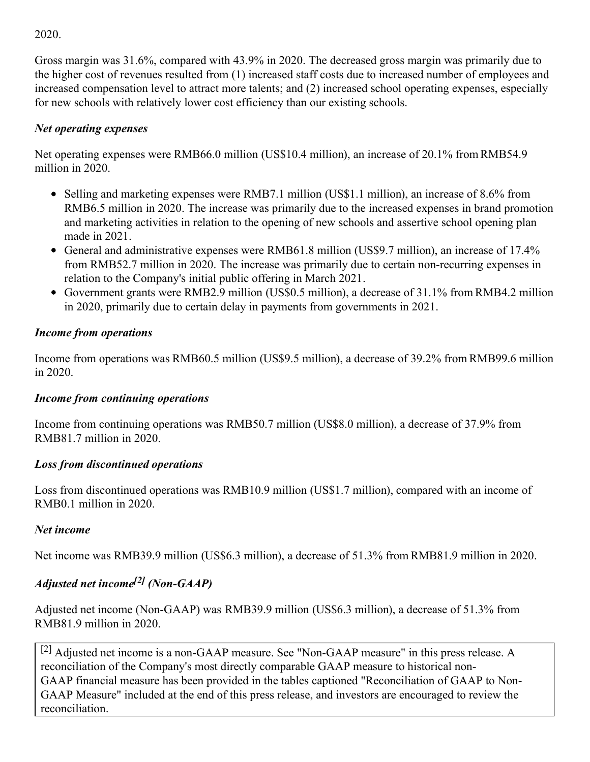2020.

Gross margin was 31.6%, compared with 43.9% in 2020. The decreased gross margin was primarily due to the higher cost of revenues resulted from (1) increased staff costs due to increased number of employees and increased compensation level to attract more talents; and (2) increased school operating expenses, especially for new schools with relatively lower cost efficiency than our existing schools.

***Net operating expenses***

Net operating expenses were RMB66.0 million (US$10.4 million), an increase of 20.1% from RMB54.9 million in 2020.

- Selling and marketing expenses were RMB7.1 million (US$1.1 million), an increase of 8.6% from RMB6.5 million in 2020. The increase was primarily due to the increased expenses in brand promotion and marketing activities in relation to the opening of new schools and assertive school opening plan made in 2021.
- General and administrative expenses were RMB61.8 million (US$9.7 million), an increase of 17.4% from RMB52.7 million in 2020. The increase was primarily due to certain non-recurring expenses in relation to the Company's initial public offering in March 2021.
- Government grants were RMB2.9 million (US$0.5 million), a decrease of 31.1% from RMB4.2 million in 2020, primarily due to certain delay in payments from governments in 2021.

***Income from operations***

Income from operations was RMB60.5 million (US$9.5 million), a decrease of 39.2% from RMB99.6 million in 2020.

***Income from continuing operations***

Income from continuing operations was RMB50.7 million (US$8.0 million), a decrease of 37.9% from RMB81.7 million in 2020.

***Loss from discontinued operations***

Loss from discontinued operations was RMB10.9 million (US$1.7 million), compared with an income of RMB0.1 million in 2020.

***Net income***

Net income was RMB39.9 million (US$6.3 million), a decrease of 51.3% from RMB81.9 million in 2020.

***Adjusted net income[2] (Non-GAAP)***

Adjusted net income (Non-GAAP) was RMB39.9 million (US$6.3 million), a decrease of 51.3% from RMB81.9 million in 2020.

[2] Adjusted net income is a non-GAAP measure. See "Non-GAAP measure" in this press release. A reconciliation of the Company's most directly comparable GAAP measure to historical non-GAAP financial measure has been provided in the tables captioned "Reconciliation of GAAP to Non-GAAP Measure" included at the end of this press release, and investors are encouraged to review the reconciliation.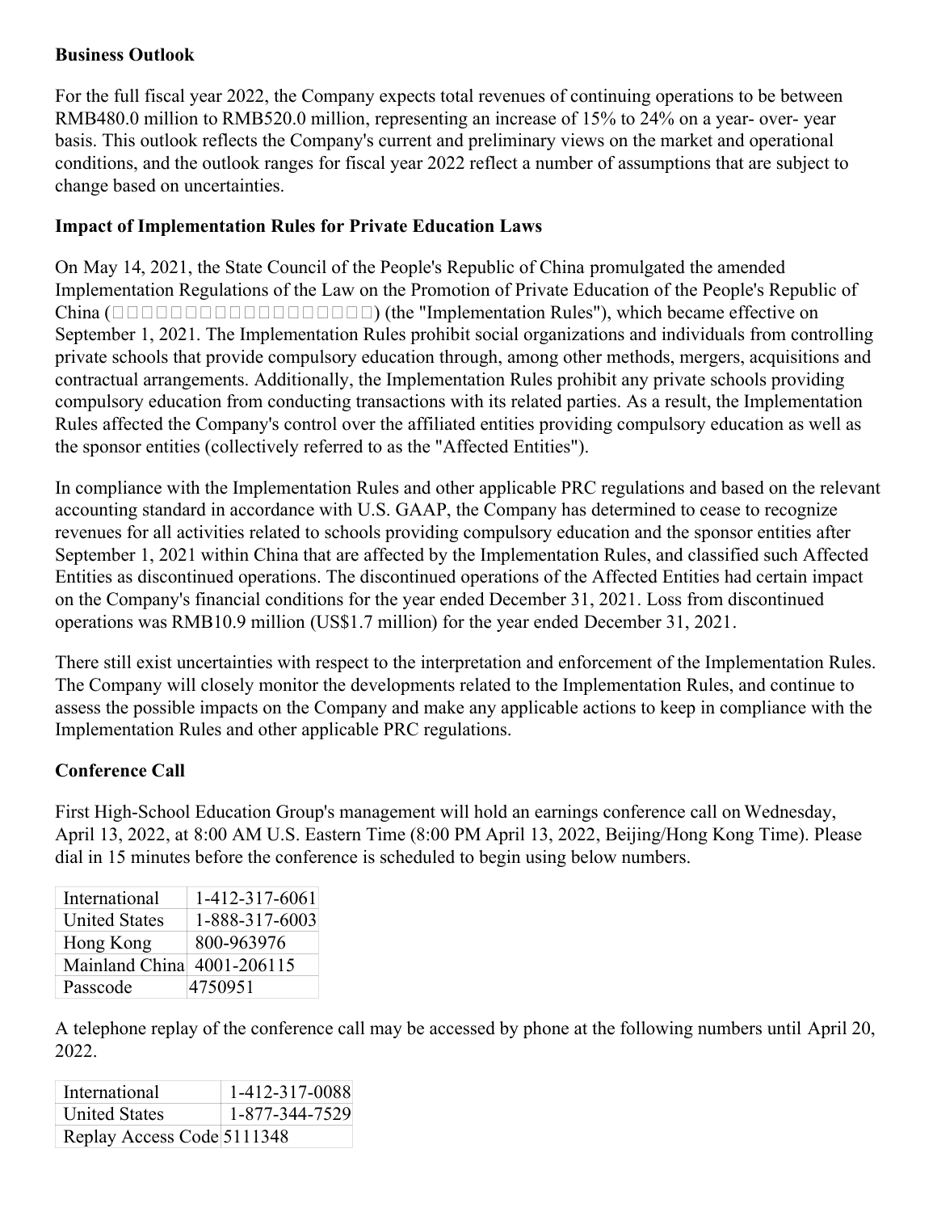**Business Outlook**

For the full fiscal year 2022, the Company expects total revenues of continuing operations to be between RMB480.0 million to RMB520.0 million, representing an increase of 15% to 24% on a year- over- year basis. This outlook reflects the Company's current and preliminary views on the market and operational conditions, and the outlook ranges for fiscal year 2022 reflect a number of assumptions that are subject to change based on uncertainties.

**Impact of Implementation Rules for Private Education Laws**

On May 14, 2021, the State Council of the People's Republic of China promulgated the amended Implementation Regulations of the Law on the Promotion of Private Education of the People's Republic of China (□□□□□□□□□□□□□□□□□□□) (the "Implementation Rules"), which became effective on September 1, 2021. The Implementation Rules prohibit social organizations and individuals from controlling private schools that provide compulsory education through, among other methods, mergers, acquisitions and contractual arrangements. Additionally, the Implementation Rules prohibit any private schools providing compulsory education from conducting transactions with its related parties. As a result, the Implementation Rules affected the Company's control over the affiliated entities providing compulsory education as well as the sponsor entities (collectively referred to as the "Affected Entities").

In compliance with the Implementation Rules and other applicable PRC regulations and based on the relevant accounting standard in accordance with U.S. GAAP, the Company has determined to cease to recognize revenues for all activities related to schools providing compulsory education and the sponsor entities after September 1, 2021 within China that are affected by the Implementation Rules, and classified such Affected Entities as discontinued operations. The discontinued operations of the Affected Entities had certain impact on the Company's financial conditions for the year ended December 31, 2021. Loss from discontinued operations was RMB10.9 million (US$1.7 million) for the year ended December 31, 2021.

There still exist uncertainties with respect to the interpretation and enforcement of the Implementation Rules. The Company will closely monitor the developments related to the Implementation Rules, and continue to assess the possible impacts on the Company and make any applicable actions to keep in compliance with the Implementation Rules and other applicable PRC regulations.

**Conference Call**

First High-School Education Group's management will hold an earnings conference call on Wednesday, April 13, 2022, at 8:00 AM U.S. Eastern Time (8:00 PM April 13, 2022, Beijing/Hong Kong Time). Please dial in 15 minutes before the conference is scheduled to begin using below numbers.

| International | 1-412-317-6061 |
|---|---|
| United States | 1-888-317-6003 |
| Hong Kong | 800-963976 |
| Mainland China | 4001-206115 |
| Passcode | 4750951 |

A telephone replay of the conference call may be accessed by phone at the following numbers until April 20, 2022.

| International | 1-412-317-0088 |
|---|---|
| United States | 1-877-344-7529 |
| Replay Access Code | 5111348 |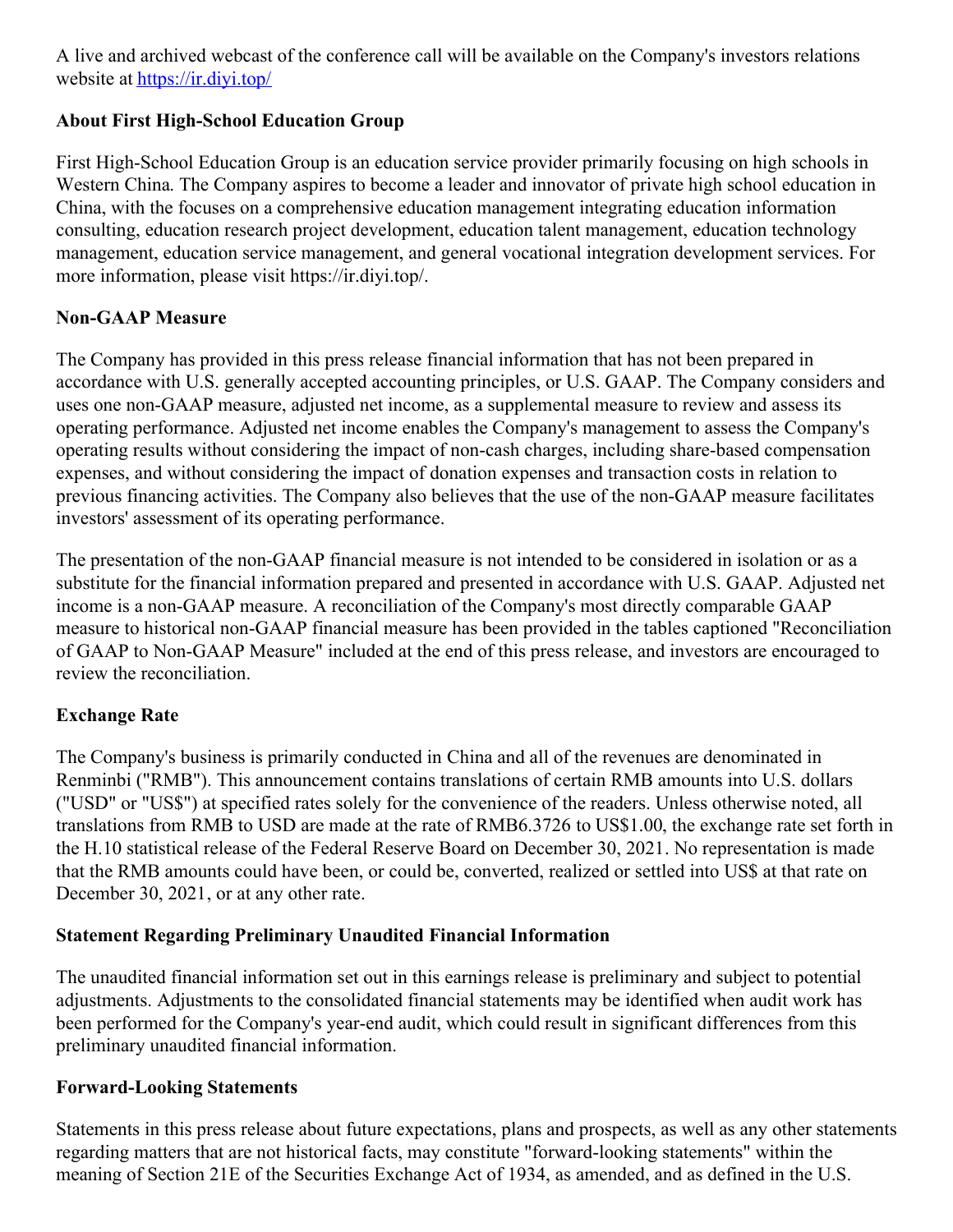A live and archived webcast of the conference call will be available on the Company's investors relations website at [https://ir.diyi.top/](https://ir.diyi.top/)

**About First High-School Education Group**

First High-School Education Group is an education service provider primarily focusing on high schools in Western China. The Company aspires to become a leader and innovator of private high school education in China, with the focuses on a comprehensive education management integrating education information consulting, education research project development, education talent management, education technology management, education service management, and general vocational integration development services. For more information, please visit https://ir.diyi.top/.

**Non-GAAP Measure**

The Company has provided in this press release financial information that has not been prepared in accordance with U.S. generally accepted accounting principles, or U.S. GAAP. The Company considers and uses one non-GAAP measure, adjusted net income, as a supplemental measure to review and assess its operating performance. Adjusted net income enables the Company's management to assess the Company's operating results without considering the impact of non-cash charges, including share-based compensation expenses, and without considering the impact of donation expenses and transaction costs in relation to previous financing activities. The Company also believes that the use of the non-GAAP measure facilitates investors' assessment of its operating performance.

The presentation of the non-GAAP financial measure is not intended to be considered in isolation or as a substitute for the financial information prepared and presented in accordance with U.S. GAAP. Adjusted net income is a non-GAAP measure. A reconciliation of the Company's most directly comparable GAAP measure to historical non-GAAP financial measure has been provided in the tables captioned "Reconciliation of GAAP to Non-GAAP Measure" included at the end of this press release, and investors are encouraged to review the reconciliation.

**Exchange Rate**

The Company's business is primarily conducted in China and all of the revenues are denominated in Renminbi ("RMB"). This announcement contains translations of certain RMB amounts into U.S. dollars ("USD" or "US$") at specified rates solely for the convenience of the readers. Unless otherwise noted, all translations from RMB to USD are made at the rate of RMB6.3726 to US$1.00, the exchange rate set forth in the H.10 statistical release of the Federal Reserve Board on December 30, 2021. No representation is made that the RMB amounts could have been, or could be, converted, realized or settled into US$ at that rate on December 30, 2021, or at any other rate.

**Statement Regarding Preliminary Unaudited Financial Information**

The unaudited financial information set out in this earnings release is preliminary and subject to potential adjustments. Adjustments to the consolidated financial statements may be identified when audit work has been performed for the Company's year-end audit, which could result in significant differences from this preliminary unaudited financial information.

**Forward-Looking Statements**

Statements in this press release about future expectations, plans and prospects, as well as any other statements regarding matters that are not historical facts, may constitute "forward-looking statements" within the meaning of Section 21E of the Securities Exchange Act of 1934, as amended, and as defined in the U.S.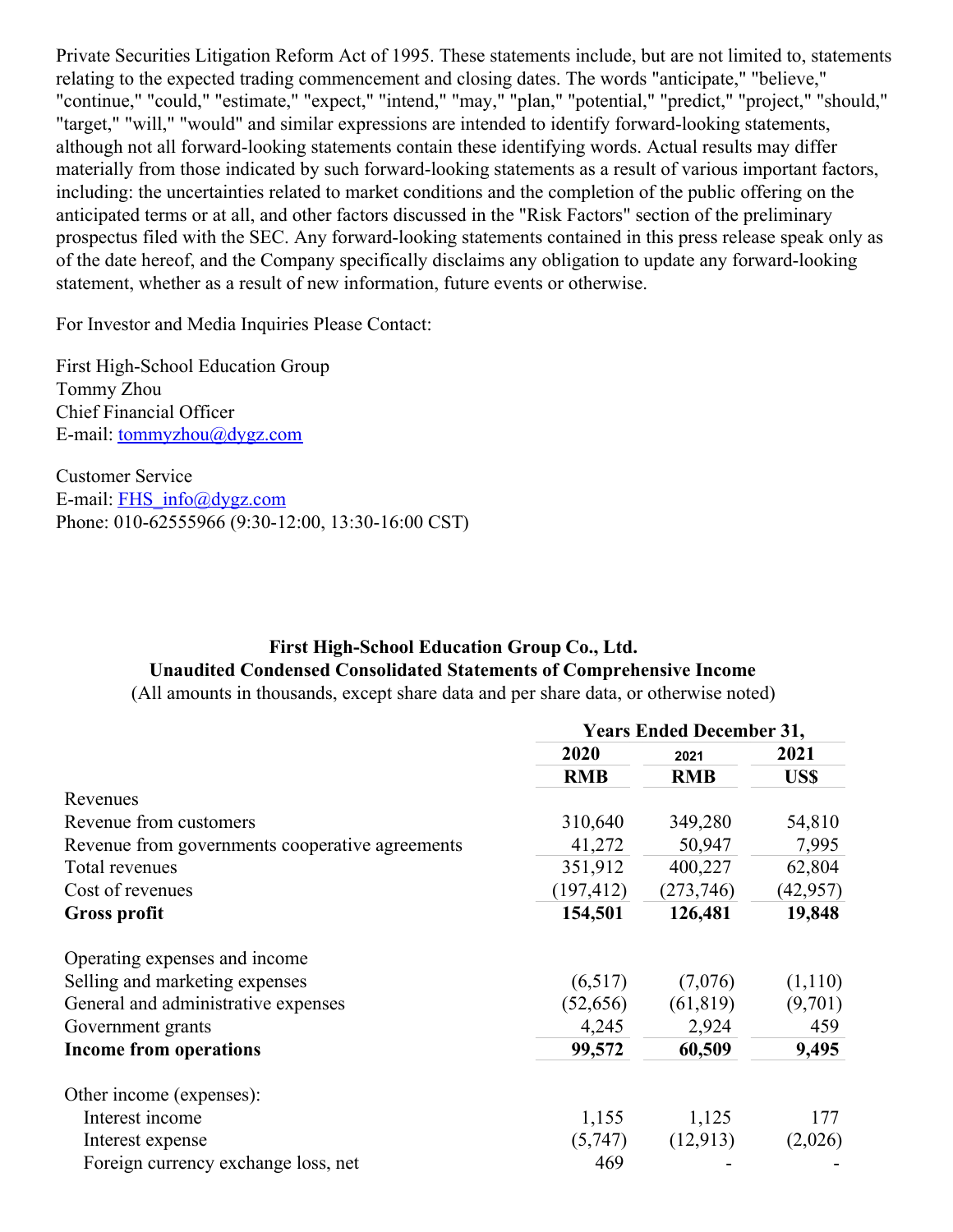Private Securities Litigation Reform Act of 1995. These statements include, but are not limited to, statements relating to the expected trading commencement and closing dates. The words "anticipate," "believe," "continue," "could," "estimate," "expect," "intend," "may," "plan," "potential," "predict," "project," "should," "target," "will," "would" and similar expressions are intended to identify forward-looking statements, although not all forward-looking statements contain these identifying words. Actual results may differ materially from those indicated by such forward-looking statements as a result of various important factors, including: the uncertainties related to market conditions and the completion of the public offering on the anticipated terms or at all, and other factors discussed in the "Risk Factors" section of the preliminary prospectus filed with the SEC. Any forward-looking statements contained in this press release speak only as of the date hereof, and the Company specifically disclaims any obligation to update any forward-looking statement, whether as a result of new information, future events or otherwise.

For Investor and Media Inquiries Please Contact:

First High-School Education Group
Tommy Zhou
Chief Financial Officer
E-mail: tommyzhou@dygz.com

Customer Service
E-mail: FHS_info@dygz.com
Phone: 010-62555966 (9:30-12:00, 13:30-16:00 CST)

**First High-School Education Group Co., Ltd.**
**Unaudited Condensed Consolidated Statements of Comprehensive Income**
(All amounts in thousands, except share data and per share data, or otherwise noted)

| | Years Ended December 31, | | |
|---|---|---|---|
| | 2020 | 2021 | 2021 |
| | RMB | RMB | US$ |
| Revenues | | | |
| Revenue from customers | 310,640 | 349,280 | 54,810 |
| Revenue from governments cooperative agreements | 41,272 | 50,947 | 7,995 |
| Total revenues | 351,912 | 400,227 | 62,804 |
| Cost of revenues | (197,412) | (273,746) | (42,957) |
| **Gross profit** | **154,501** | **126,481** | **19,848** |
| | | | |
| Operating expenses and income | | | |
| Selling and marketing expenses | (6,517) | (7,076) | (1,110) |
| General and administrative expenses | (52,656) | (61,819) | (9,701) |
| Government grants | 4,245 | 2,924 | 459 |
| **Income from operations** | **99,572** | **60,509** | **9,495** |
| | | | |
| Other income (expenses): | | | |
| Interest income | 1,155 | 1,125 | 177 |
| Interest expense | (5,747) | (12,913) | (2,026) |
| Foreign currency exchange loss, net | 469 | - | - |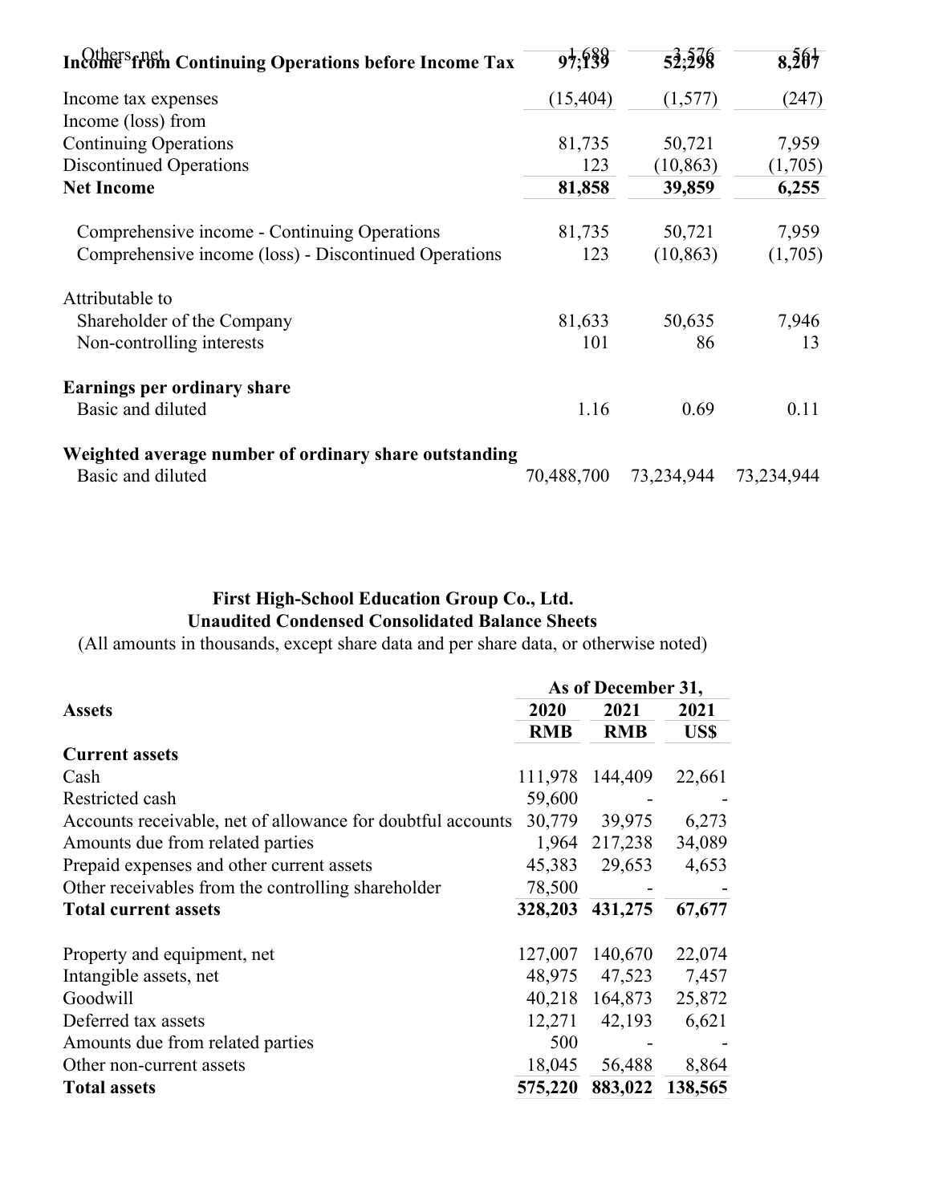| | | | |
|---|---|---|---|
| Others, net | 1,689 | 3,576 | 561 |
| **Income from Continuing Operations before Income Tax** | 97,139 | 52,298 | 8,207 |
| Income tax expenses | (15,404) | (1,577) | (247) |
| Income (loss) from | | | |
| Continuing Operations | 81,735 | 50,721 | 7,959 |
| Discontinued Operations | 123 | (10,863) | (1,705) |
| **Net Income** | **81,858** | **39,859** | **6,255** |
| | | | |
| Comprehensive income - Continuing Operations | 81,735 | 50,721 | 7,959 |
| Comprehensive income (loss) - Discontinued Operations | 123 | (10,863) | (1,705) |
| | | | |
| Attributable to | | | |
| Shareholder of the Company | 81,633 | 50,635 | 7,946 |
| Non-controlling interests | 101 | 86 | 13 |
| | | | |
| **Earnings per ordinary share** | | | |
| Basic and diluted | 1.16 | 0.69 | 0.11 |
| | | | |
| **Weighted average number of ordinary share outstanding** | | | |
| Basic and diluted | 70,488,700 | 73,234,944 | 73,234,944 |

**First High-School Education Group Co., Ltd.**
**Unaudited Condensed Consolidated Balance Sheets**
(All amounts in thousands, except share data and per share data, or otherwise noted)

| | As of December 31, | | |
|---|---|---|---|
| **Assets** | **2020** | **2021** | **2021** |
| | **RMB** | **RMB** | **US$** |
| **Current assets** | | | |
| Cash | 111,978 | 144,409 | 22,661 |
| Restricted cash | 59,600 | - | - |
| Accounts receivable, net of allowance for doubtful accounts | 30,779 | 39,975 | 6,273 |
| Amounts due from related parties | 1,964 | 217,238 | 34,089 |
| Prepaid expenses and other current assets | 45,383 | 29,653 | 4,653 |
| Other receivables from the controlling shareholder | 78,500 | - | - |
| **Total current assets** | **328,203** | **431,275** | **67,677** |
| | | | |
| Property and equipment, net | 127,007 | 140,670 | 22,074 |
| Intangible assets, net | 48,975 | 47,523 | 7,457 |
| Goodwill | 40,218 | 164,873 | 25,872 |
| Deferred tax assets | 12,271 | 42,193 | 6,621 |
| Amounts due from related parties | 500 | - | - |
| Other non-current assets | 18,045 | 56,488 | 8,864 |
| **Total assets** | **575,220** | **883,022** | **138,565** |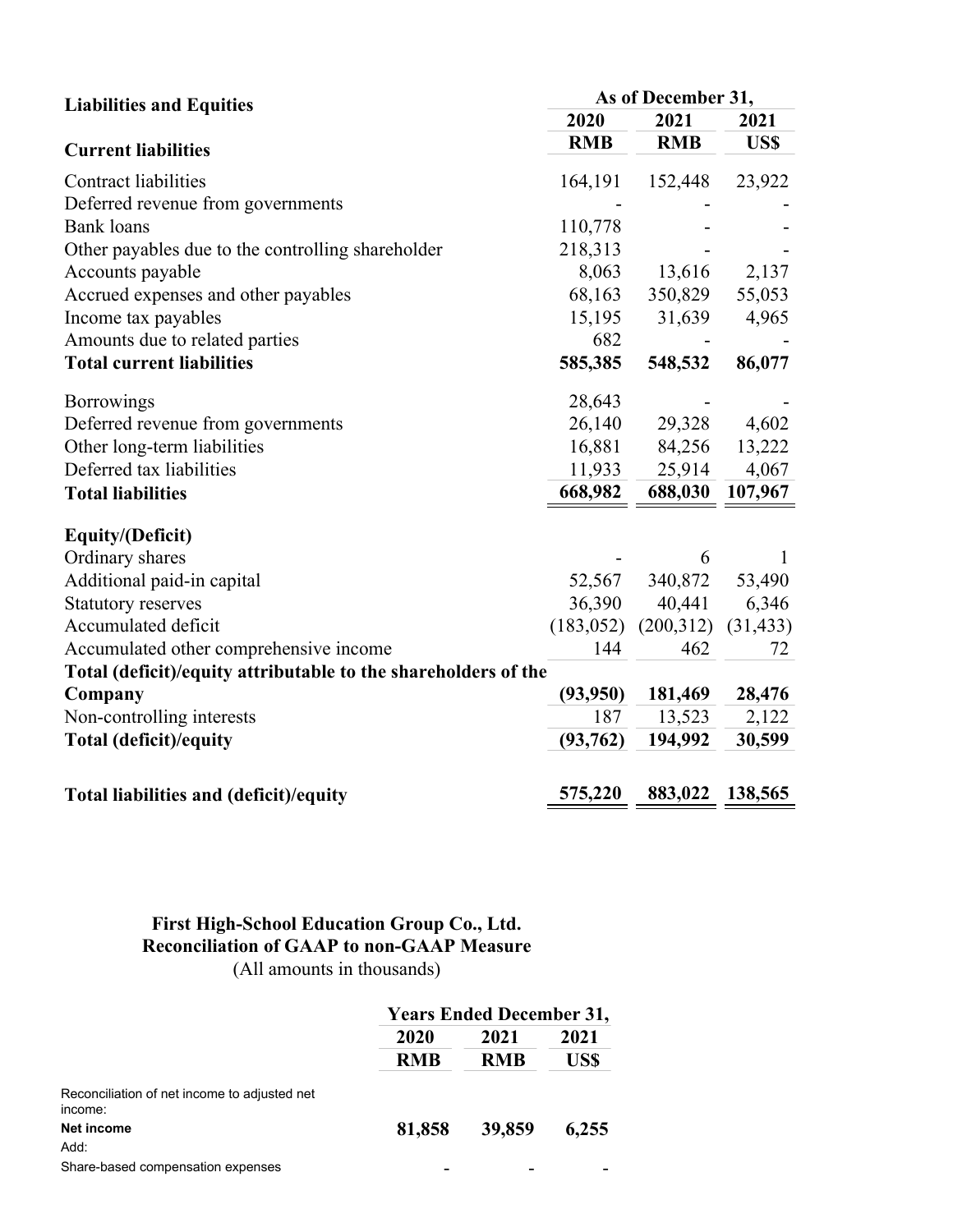| Liabilities and Equities | As of December 31, | | |
|---|---|---|---|
| | 2020 | 2021 | 2021 |
| **Current liabilities** | RMB | RMB | US$ |
| Contract liabilities | 164,191 | 152,448 | 23,922 |
| Deferred revenue from governments | - | - | - |
| Bank loans | 110,778 | - | - |
| Other payables due to the controlling shareholder | 218,313 | - | - |
| Accounts payable | 8,063 | 13,616 | 2,137 |
| Accrued expenses and other payables | 68,163 | 350,829 | 55,053 |
| Income tax payables | 15,195 | 31,639 | 4,965 |
| Amounts due to related parties | 682 | - | - |
| **Total current liabilities** | **585,385** | **548,532** | **86,077** |
| Borrowings | 28,643 | - | - |
| Deferred revenue from governments | 26,140 | 29,328 | 4,602 |
| Other long-term liabilities | 16,881 | 84,256 | 13,222 |
| Deferred tax liabilities | 11,933 | 25,914 | 4,067 |
| **Total liabilities** | **668,982** | **688,030** | **107,967** |
| **Equity/(Deficit)** | | | |
| Ordinary shares | - | 6 | 1 |
| Additional paid-in capital | 52,567 | 340,872 | 53,490 |
| Statutory reserves | 36,390 | 40,441 | 6,346 |
| Accumulated deficit | (183,052) | (200,312) | (31,433) |
| Accumulated other comprehensive income | 144 | 462 | 72 |
| **Total (deficit)/equity attributable to the shareholders of the Company** | **(93,950)** | **181,469** | **28,476** |
| Non-controlling interests | 187 | 13,523 | 2,122 |
| **Total (deficit)/equity** | **(93,762)** | **194,992** | **30,599** |
| **Total liabilities and (deficit)/equity** | **575,220** | **883,022** | **138,565** |

**First High-School Education Group Co., Ltd.**
**Reconciliation of GAAP to non-GAAP Measure**
(All amounts in thousands)

| | Years Ended December 31, | | |
|---|---|---|---|
| | 2020 | 2021 | 2021 |
| | RMB | RMB | US$ |
| Reconciliation of net income to adjusted net income: | | | |
| **Net income** | **81,858** | **39,859** | **6,255** |
| Add: | | | |
| Share-based compensation expenses | - | - | - |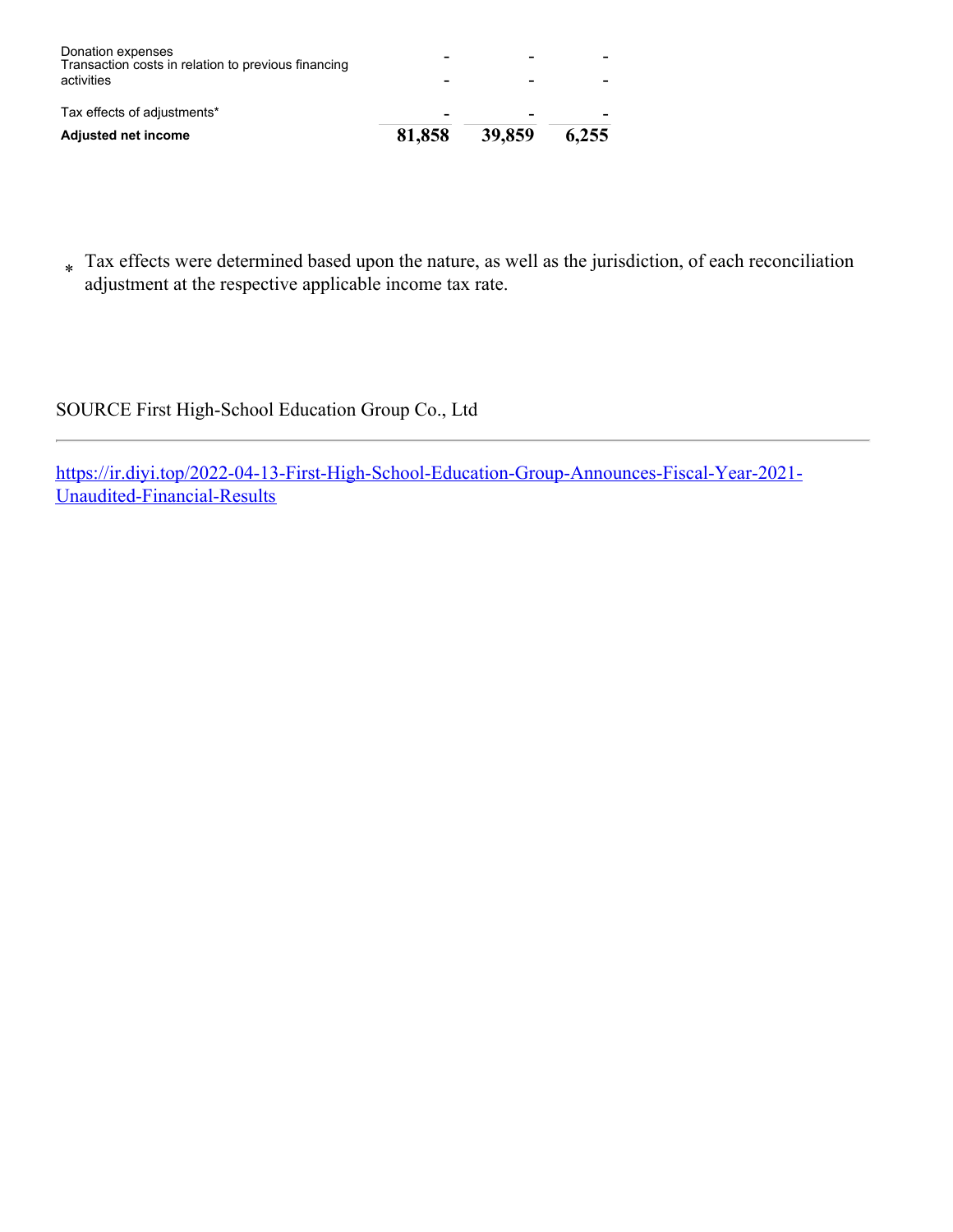| | | | |
|---|---|---|---|
| Donation expenses | - | - | - |
| Transaction costs in relation to previous financing activities | - | - | - |
| Tax effects of adjustments* | - | - | - |
| **Adjusted net income** | **81,858** | **39,859** | **6,255** |

\* Tax effects were determined based upon the nature, as well as the jurisdiction, of each reconciliation adjustment at the respective applicable income tax rate.

SOURCE First High-School Education Group Co., Ltd

---

https://ir.diyi.top/2022-04-13-First-High-School-Education-Group-Announces-Fiscal-Year-2021-Unaudited-Financial-Results